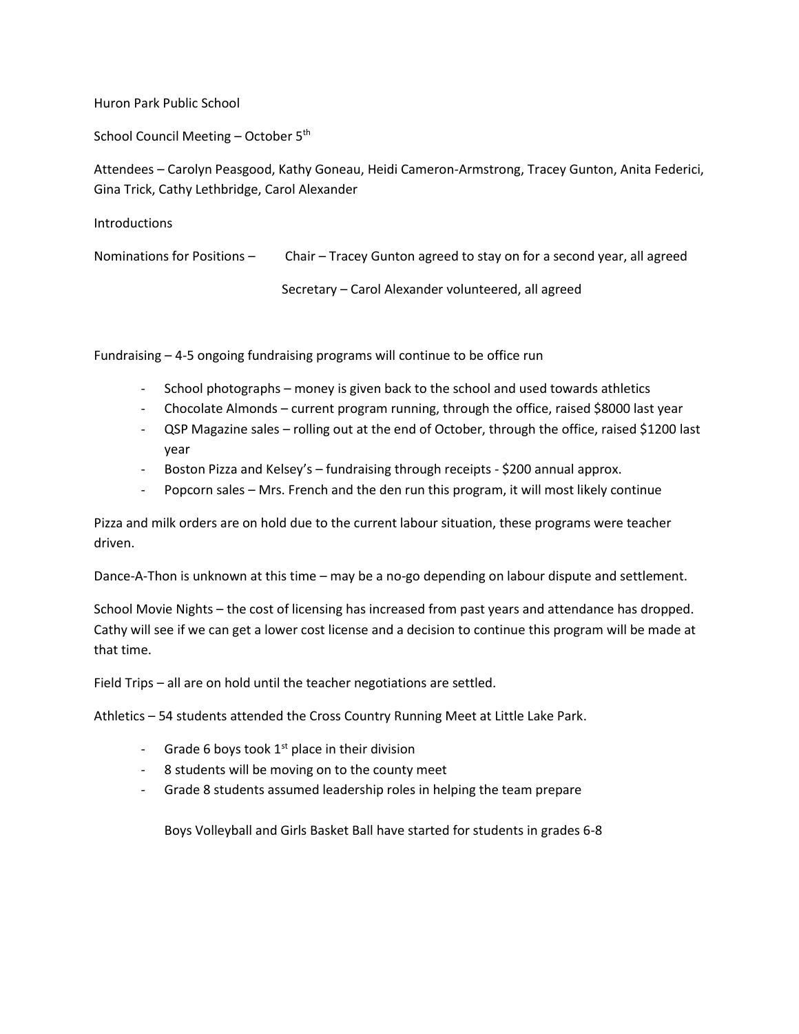Huron Park Public School

School Council Meeting – October 5th

Attendees – Carolyn Peasgood, Kathy Goneau, Heidi Cameron-Armstrong, Tracey Gunton, Anita Federici, Gina Trick, Cathy Lethbridge, Carol Alexander

Introductions

Nominations for Positions – Chair – Tracey Gunton agreed to stay on for a second year, all agreed

Secretary – Carol Alexander volunteered, all agreed

Fundraising – 4-5 ongoing fundraising programs will continue to be office run

- School photographs – money is given back to the school and used towards athletics
- Chocolate Almonds – current program running, through the office, raised $8000 last year
- QSP Magazine sales – rolling out at the end of October, through the office, raised $1200 last year
- Boston Pizza and Kelsey's – fundraising through receipts - $200 annual approx.
- Popcorn sales – Mrs. French and the den run this program, it will most likely continue

Pizza and milk orders are on hold due to the current labour situation, these programs were teacher driven.

Dance-A-Thon is unknown at this time – may be a no-go depending on labour dispute and settlement.

School Movie Nights – the cost of licensing has increased from past years and attendance has dropped. Cathy will see if we can get a lower cost license and a decision to continue this program will be made at that time.

Field Trips – all are on hold until the teacher negotiations are settled.

Athletics – 54 students attended the Cross Country Running Meet at Little Lake Park.

- Grade 6 boys took 1st place in their division
- 8 students will be moving on to the county meet
- Grade 8 students assumed leadership roles in helping the team prepare

Boys Volleyball and Girls Basket Ball have started for students in grades 6-8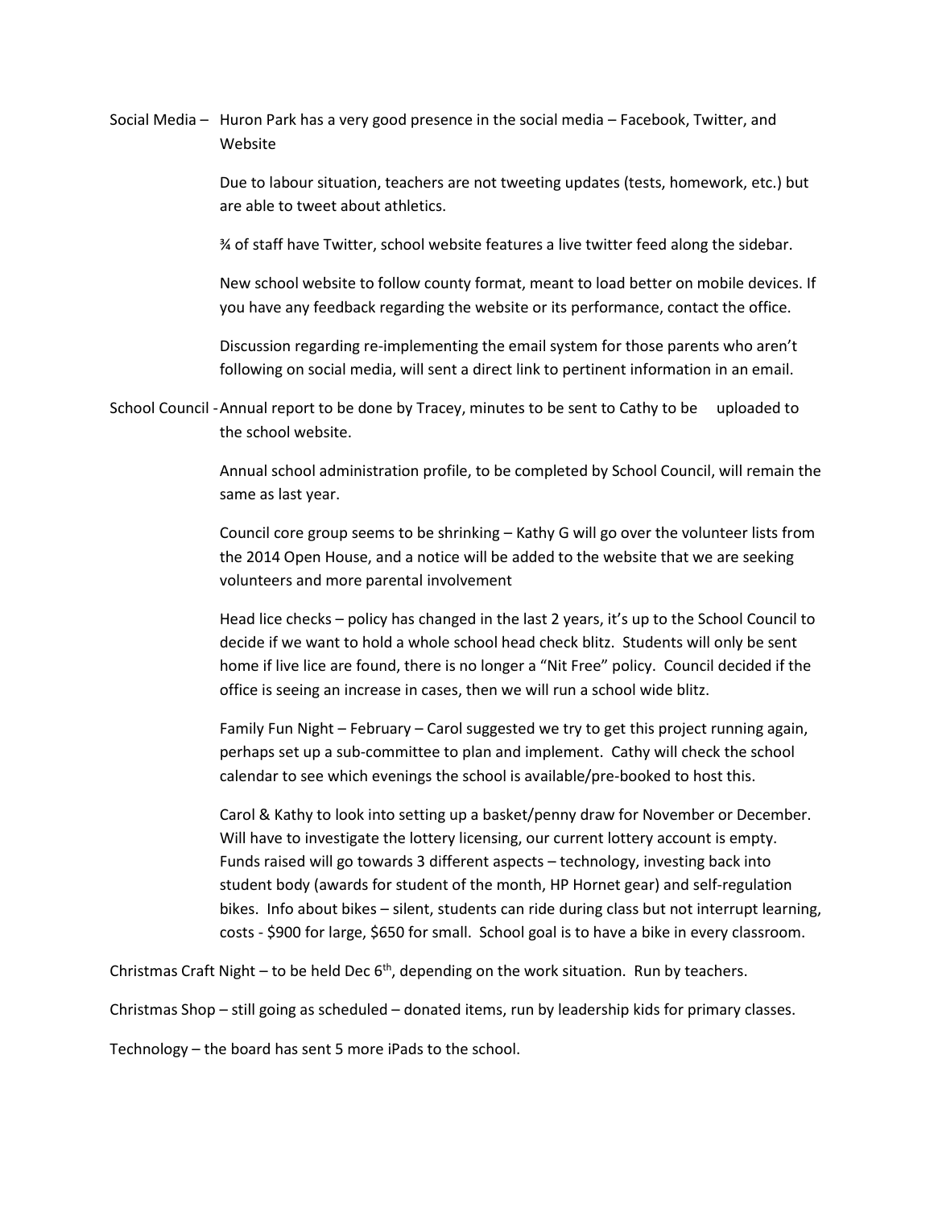Social Media – Huron Park has a very good presence in the social media – Facebook, Twitter, and Website

Due to labour situation, teachers are not tweeting updates (tests, homework, etc.) but are able to tweet about athletics.

¾ of staff have Twitter, school website features a live twitter feed along the sidebar.

New school website to follow county format, meant to load better on mobile devices. If you have any feedback regarding the website or its performance, contact the office.

Discussion regarding re-implementing the email system for those parents who aren't following on social media, will sent a direct link to pertinent information in an email.

School Council - Annual report to be done by Tracey, minutes to be sent to Cathy to be uploaded to the school website.

Annual school administration profile, to be completed by School Council, will remain the same as last year.

Council core group seems to be shrinking – Kathy G will go over the volunteer lists from the 2014 Open House, and a notice will be added to the website that we are seeking volunteers and more parental involvement

Head lice checks – policy has changed in the last 2 years, it's up to the School Council to decide if we want to hold a whole school head check blitz. Students will only be sent home if live lice are found, there is no longer a "Nit Free" policy. Council decided if the office is seeing an increase in cases, then we will run a school wide blitz.

Family Fun Night – February – Carol suggested we try to get this project running again, perhaps set up a sub-committee to plan and implement. Cathy will check the school calendar to see which evenings the school is available/pre-booked to host this.

Carol & Kathy to look into setting up a basket/penny draw for November or December. Will have to investigate the lottery licensing, our current lottery account is empty. Funds raised will go towards 3 different aspects – technology, investing back into student body (awards for student of the month, HP Hornet gear) and self-regulation bikes. Info about bikes – silent, students can ride during class but not interrupt learning, costs - $900 for large, $650 for small. School goal is to have a bike in every classroom.

Christmas Craft Night – to be held Dec 6th, depending on the work situation. Run by teachers.

Christmas Shop – still going as scheduled – donated items, run by leadership kids for primary classes.

Technology – the board has sent 5 more iPads to the school.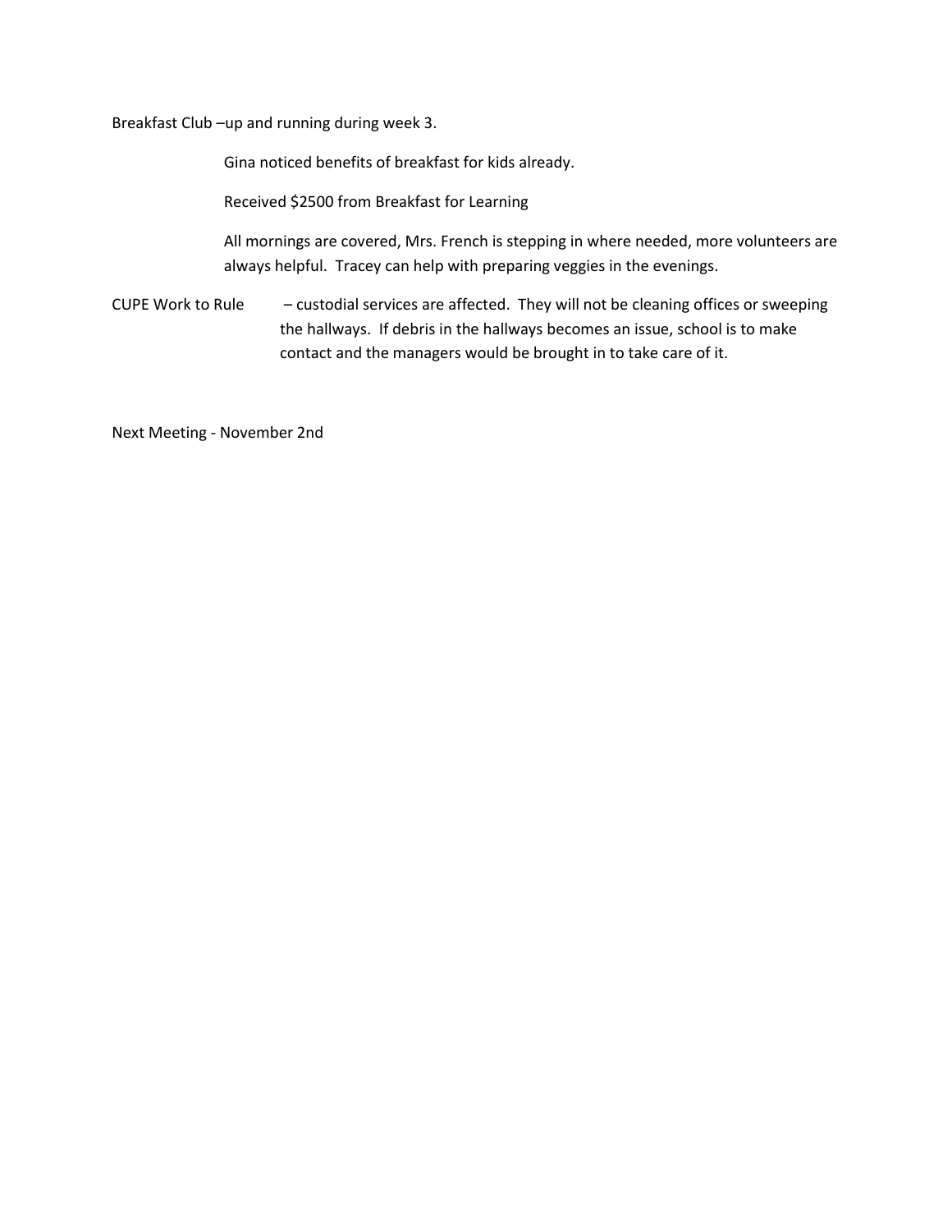Breakfast Club –up and running during week 3.

Gina noticed benefits of breakfast for kids already.

Received $2500 from Breakfast for Learning

All mornings are covered, Mrs. French is stepping in where needed, more volunteers are always helpful. Tracey can help with preparing veggies in the evenings.

CUPE Work to Rule – custodial services are affected. They will not be cleaning offices or sweeping the hallways. If debris in the hallways becomes an issue, school is to make contact and the managers would be brought in to take care of it.

Next Meeting - November 2nd